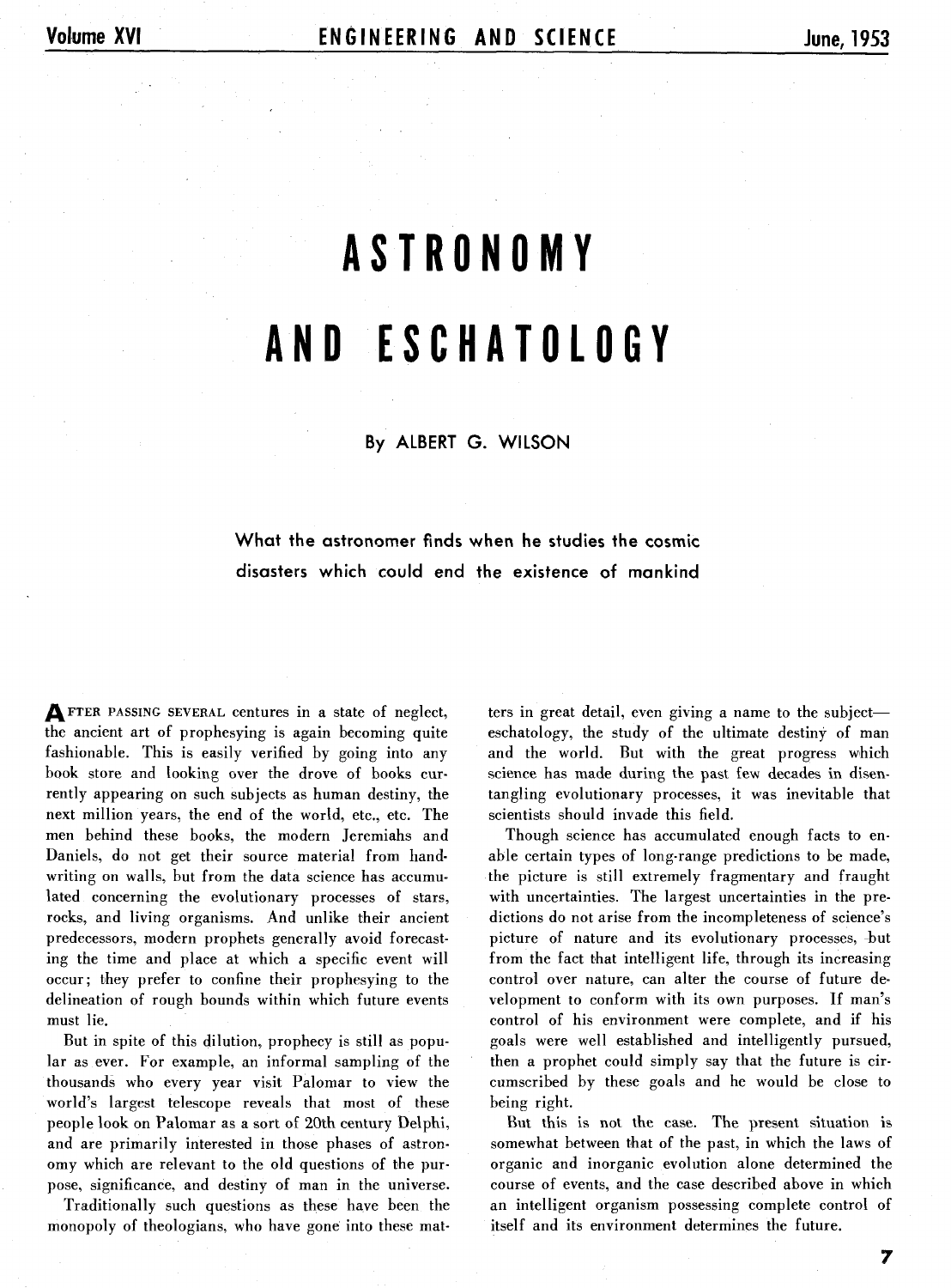# ASTRONOMY AND ESCHATOLOGY

By ALBERT G. WILSON

**What the astronomer finds when he studies the cosmic disasters which could end the existence of mankind**

After passing several centures in a state of neglect, the ancient art of prophesying is again becoming quite fashionable. This is easily verified by going into any book store and looking over the drove of books currently appearing on such subjects as human destiny, the next million years, the end of the world, etc., etc. The men behind these books, the modern Jeremiahs and Daniels, do not get their source material from handwriting on walls, but from the data science has accumulated concerning the evolutionary processes of stars, rocks, and living organisms. And unlike their ancient predecessors, modern prophets generally avoid forecasting the time and place at which a specific event will occur; they prefer to confine their prophesying to the delineation of rough bounds within which future events must lie.

But in spite of this dilution, prophecy is still as popular as ever. For example, an informal sampling of the thousands who every year visit Palomar to view the world's largest telescope reveals that most of these people look on Palomar as a sort of 20th century Delphi, and are primarily interested in those phases of astronomy which are relevant to the old questions of the purpose, significance, and destiny of man in the universe.

Traditionally such questions as these have been the monopoly of theologians, who have gone into these matters in great detail, even giving a name to the subject—eschatology, the study of the ultimate destiny of man and the world. But with the great progress which science has made during the past few decades in disentangling evolutionary processes, it was inevitable that scientists should invade this field.

Though science has accumulated enough facts to enable certain types of long-range predictions to be made, the picture is still extremely fragmentary and fraught with uncertainties. The largest uncertainties in the predictions do not arise from the incompleteness of science's picture of nature and its evolutionary processes, but from the fact that intelligent life, through its increasing control over nature, can alter the course of future development to conform with its own purposes. If man's control of his environment were complete, and if his goals were well established and intelligently pursued, then a prophet could simply say that the future is circumscribed by these goals and he would be close to being right.

But this is not the case. The present situation is somewhat between that of the past, in which the laws of organic and inorganic evolution alone determined the course of events, and the case described above in which an intelligent organism possessing complete control of itself and its environment determines the future.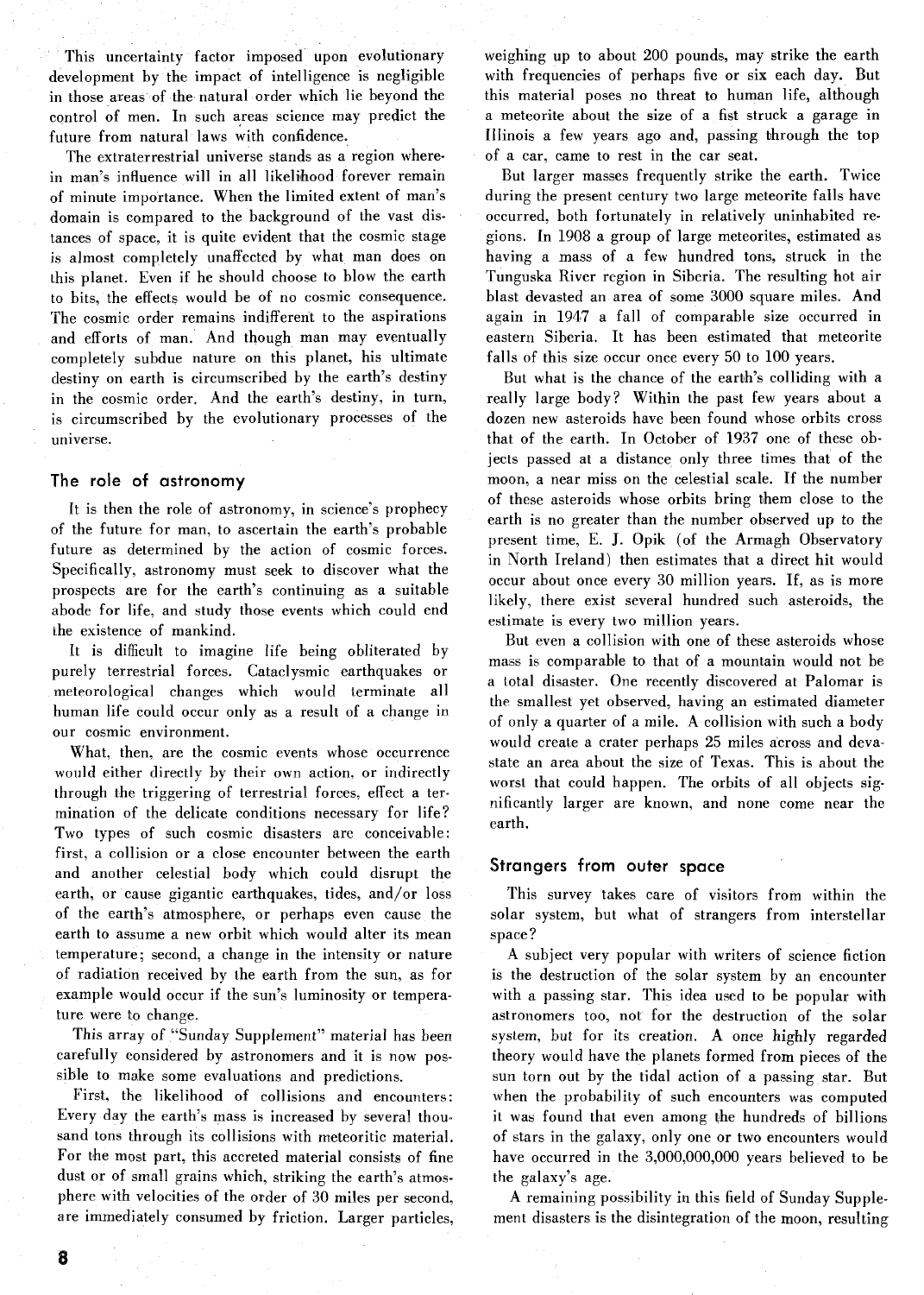This uncertainty factor imposed upon evolutionary development by the impact of intelligence is negligible in those areas of the natural order which lie beyond the control of men. In such areas science may predict the future from natural laws with confidence.

The extraterrestrial universe stands as a region wherein man's influence will in all likelihood forever remain of minute importance. When the limited extent of man's domain is compared to the background of the vast distances of space, it is quite evident that the cosmic stage is almost completely unaffected by what man does on this planet. Even if he should choose to blow the earth to bits, the effects would be of no cosmic consequence. The cosmic order remains indifferent to the aspirations and efforts of man. And though man may eventually completely subdue nature on this planet, his ultimate destiny on earth is circumscribed by the earth's destiny in the cosmic order. And the earth's destiny, in turn, is circumscribed by the evolutionary processes of the universe.

## The role of astronomy

It is then the role of astronomy, in science's prophecy of the future for man, to ascertain the earth's probable future as determined by the action of cosmic forces. Specifically, astronomy must seek to discover what the prospects are for the earth's continuing as a suitable abode for life, and study those events which could end the existence of mankind.

It is difficult to imagine life being obliterated by purely terrestrial forces. Cataclysmic earthquakes or meteorological changes which would terminate all human life could occur only as a result of a change in our cosmic environment.

What, then, are the cosmic events whose occurrence would either directly by their own action, or indirectly through the triggering of terrestrial forces, effect a termination of the delicate conditions necessary for life? Two types of such cosmic disasters are conceivable: first, a collision or a close encounter between the earth and another celestial body which could disrupt the earth, or cause gigantic earthquakes, tides, and/or loss of the earth's atmosphere, or perhaps even cause the earth to assume a new orbit which would alter its mean temperature; second, a change in the intensity or nature of radiation received by the earth from the sun, as for example would occur if the sun's luminosity or temperature were to change.

This array of "Sunday Supplement" material has been carefully considered by astronomers and it is now possible to make some evaluations and predictions.

First, the likelihood of collisions and encounters: Every day the earth's mass is increased by several thousand tons through its collisions with meteoritic material. For the most part, this accreted material consists of fine dust or of small grains which, striking the earth's atmosphere with velocities of the order of 30 miles per second, are immediately consumed by friction. Larger particles, weighing up to about 200 pounds, may strike the earth with frequencies of perhaps five or six each day. But this material poses no threat to human life, although a meteorite about the size of a fist struck a garage in Illinois a few years ago and, passing through the top of a car, came to rest in the car seat.

But larger masses frequently strike the earth. Twice during the present century two large meteorite falls have occurred, both fortunately in relatively uninhabited regions. In 1908 a group of large meteorites, estimated as having a mass of a few hundred tons, struck in the Tunguska River region in Siberia. The resulting hot air blast devastated an area of some 3000 square miles. And again in 1947 a fall of comparable size occurred in eastern Siberia. It has been estimated that meteorite falls of this size occur once every 50 to 100 years.

But what is the chance of the earth's colliding with a really large body? Within the past few years about a dozen new asteroids have been found whose orbits cross that of the earth. In October of 1937 one of these objects passed at a distance only three times that of the moon, a near miss on the celestial scale. If the number of these asteroids whose orbits bring them close to the earth is no greater than the number observed up to the present time, E. J. Opik (of the Armagh Observatory in North Ireland) then estimates that a direct hit would occur about once every 30 million years. If, as is more likely, there exist several hundred such asteroids, the estimate is every two million years.

But even a collision with one of these asteroids whose mass is comparable to that of a mountain would not be a total disaster. One recently discovered at Palomar is the smallest yet observed, having an estimated diameter of only a quarter of a mile. A collision with such a body would create a crater perhaps 25 miles across and devastate an area about the size of Texas. This is about the worst that could happen. The orbits of all objects significantly larger are known, and none come near the earth.

## Strangers from outer space

This survey takes care of visitors from within the solar system, but what of strangers from interstellar space?

A subject very popular with writers of science fiction is the destruction of the solar system by an encounter with a passing star. This idea used to be popular with astronomers too, not for the destruction of the solar system, but for its creation. A once highly regarded theory would have the planets formed from pieces of the sun torn out by the tidal action of a passing star. But when the probability of such encounters was computed it was found that even among the hundreds of billions of stars in the galaxy, only one or two encounters would have occurred in the 3,000,000,000 years believed to be the galaxy's age.

A remaining possibility in this field of Sunday Supplement disasters is the disintegration of the moon, resulting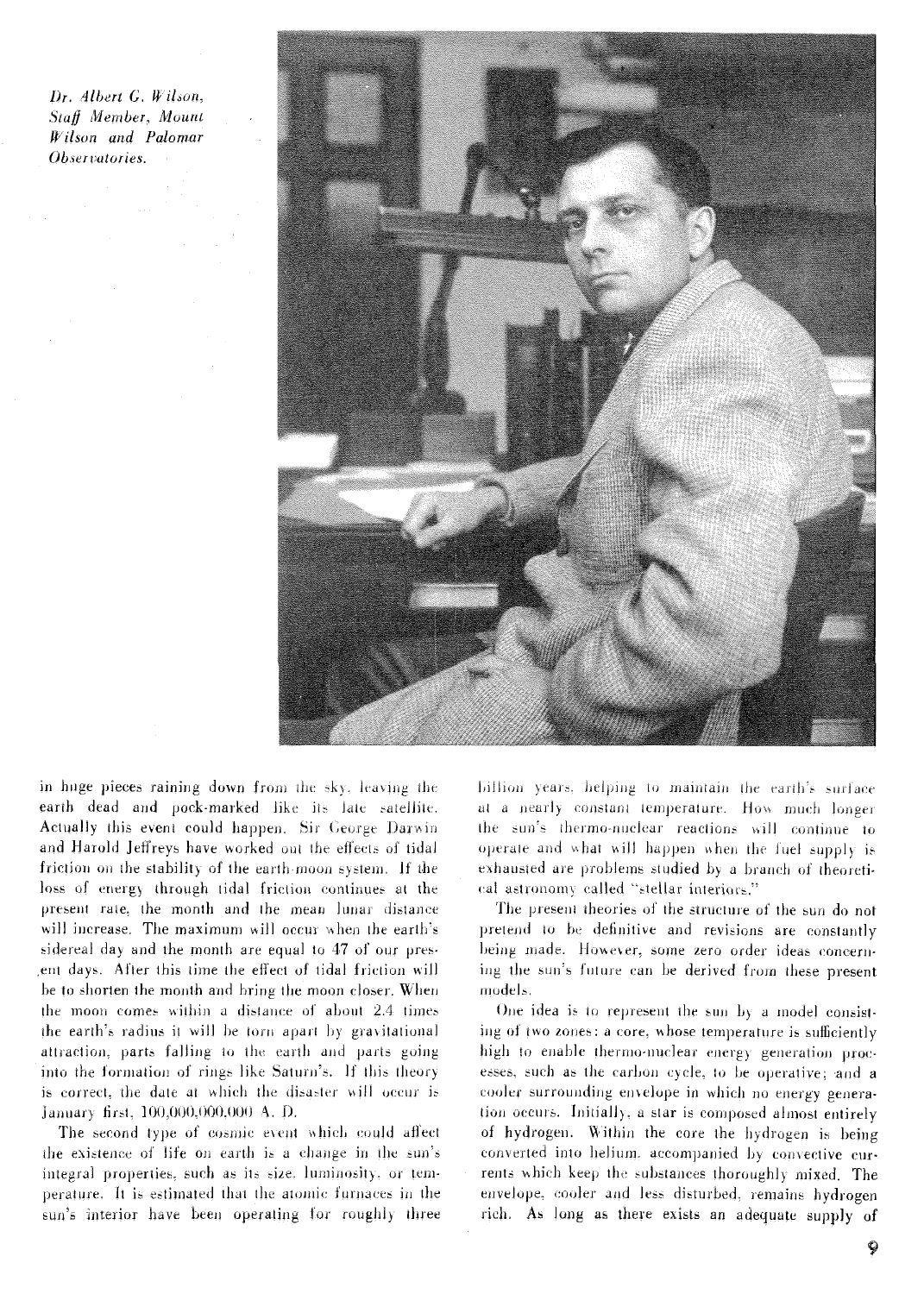*Dr. Albert G. Wilson, Staff Member, Mount Wilson and Palomar Observatories.*

in huge pieces raining down from the sky, leaving the earth dead and pock-marked like its late satellite. Actually this event could happen. Sir George Darwin and Harold Jeffreys have worked out the effects of tidal friction on the stability of the earth-moon system. If the loss of energy through tidal friction continues at the present rate, the month and the mean lunar distance will increase. The maximum will occur when the earth's sidereal day and the month are equal to 47 of our present days. After this time the effect of tidal friction will be to shorten the month and bring the moon closer. When the moon comes within a distance of about 2.4 times the earth's radius it will be torn apart by gravitational attraction, parts falling to the earth and parts going into the formation of rings like Saturn's. If this theory is correct, the date at which the disaster will occur is January first, 100,000,000,000 A. D.

The second type of cosmic event which could affect the existence of life on earth is a change in the sun's integral properties, such as its size, luminosity, or temperature. It is estimated that the atomic furnaces in the sun's interior have been operating for roughly three billion years, helping to maintain the earth's surface at a nearly constant temperature. How much longer the sun's thermo-nuclear reactions will continue to operate and what will happen when the fuel supply is exhausted are problems studied by a branch of theoretical astronomy called "stellar interiors."

The present theories of the structure of the sun do not pretend to be definitive and revisions are constantly being made. However, some zero order ideas concerning the sun's future can be derived from these present models.

One idea is to represent the sun by a model consisting of two zones: a core, whose temperature is sufficiently high to enable thermo-nuclear energy generation processes, such as the carbon cycle, to be operative; and a cooler surrounding envelope in which no energy generation occurs. Initially, a star is composed almost entirely of hydrogen. Within the core the hydrogen is being converted into helium, accompanied by convective currents which keep the substances thoroughly mixed. The envelope, cooler and less disturbed, remains hydrogen rich. As long as there exists an adequate supply of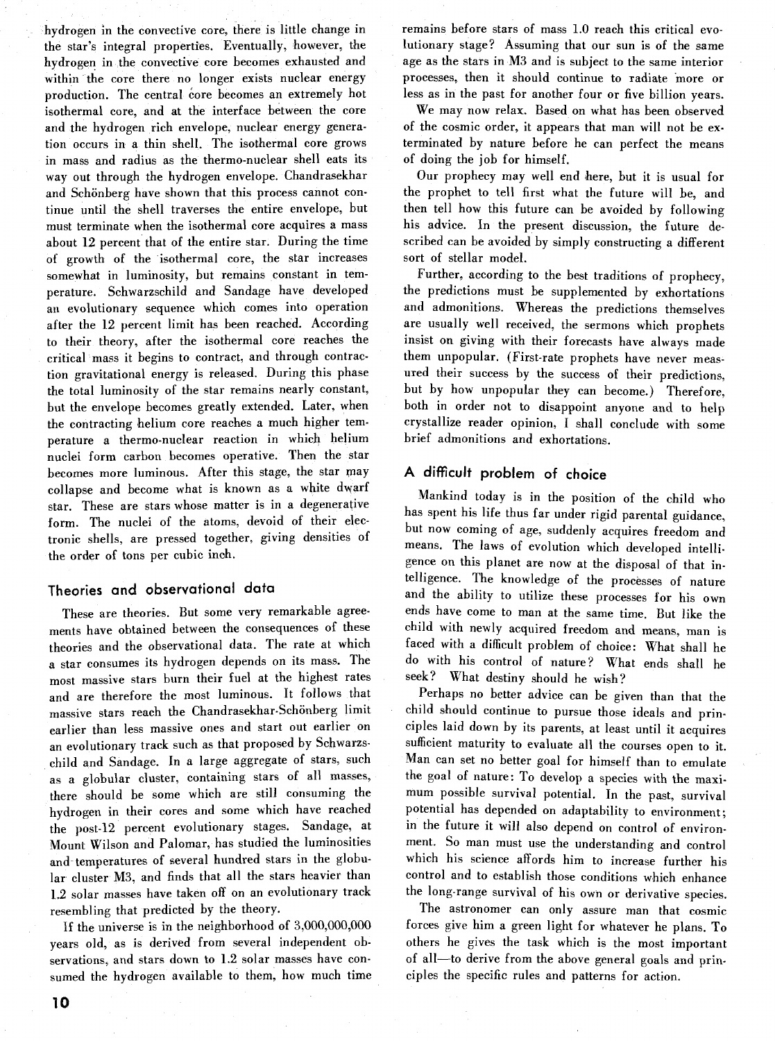hydrogen in the convective core, there is little change in the star's integral properties. Eventually, however, the hydrogen in the convective core becomes exhausted and within the core there no longer exists nuclear energy production. The central core becomes an extremely hot isothermal core, and at the interface between the core and the hydrogen rich envelope, nuclear energy generation occurs in a thin shell. The isothermal core grows in mass and radius as the thermo-nuclear shell eats its way out through the hydrogen envelope. Chandrasekhar and Schönberg have shown that this process cannot continue until the shell traverses the entire envelope, but must terminate when the isothermal core acquires a mass about 12 percent that of the entire star. During the time of growth of the isothermal core, the star increases somewhat in luminosity, but remains constant in temperature. Schwarzschild and Sandage have developed an evolutionary sequence which comes into operation after the 12 percent limit has been reached. According to their theory, after the isothermal core reaches the critical mass it begins to contract, and through contraction gravitational energy is released. During this phase the total luminosity of the star remains nearly constant, but the envelope becomes greatly extended. Later, when the contracting helium core reaches a much higher temperature a thermo-nuclear reaction in which helium nuclei form carbon becomes operative. Then the star becomes more luminous. After this stage, the star may collapse and become what is known as a white dwarf star. These are stars whose matter is in a degenerative form. The nuclei of the atoms, devoid of their electronic shells, are pressed together, giving densities of the order of tons per cubic inch.

## Theories and observational data

These are theories. But some very remarkable agreements have obtained between the consequences of these theories and the observational data. The rate at which a star consumes its hydrogen depends on its mass. The most massive stars burn their fuel at the highest rates and are therefore the most luminous. It follows that massive stars reach the Chandrasekhar-Schönberg limit earlier than less massive ones and start out earlier on an evolutionary track such as that proposed by Schwarzschild and Sandage. In a large aggregate of stars, such as a globular cluster, containing stars of all masses, there should be some which are still consuming the hydrogen in their cores and some which have reached the post-12 percent evolutionary stages. Sandage, at Mount Wilson and Palomar, has studied the luminosities and temperatures of several hundred stars in the globular cluster M3, and finds that all the stars heavier than 1.2 solar masses have taken off on an evolutionary track resembling that predicted by the theory.

If the universe is in the neighborhood of 3,000,000,000 years old, as is derived from several independent observations, and stars down to 1.2 solar masses have consumed the hydrogen available to them, how much time remains before stars of mass 1.0 reach this critical evolutionary stage? Assuming that our sun is of the same age as the stars in M3 and is subject to the same interior processes, then it should continue to radiate more or less as in the past for another four or five billion years.

We may now relax. Based on what has been observed of the cosmic order, it appears that man will not be exterminated by nature before he can perfect the means of doing the job for himself.

Our prophecy may well end here, but it is usual for the prophet to tell first what the future will be, and then tell how this future can be avoided by following his advice. In the present discussion, the future described can be avoided by simply constructing a different sort of stellar model.

Further, according to the best traditions of prophecy, the predictions must be supplemented by exhortations and admonitions. Whereas the predictions themselves are usually well received, the sermons which prophets insist on giving with their forecasts have always made them unpopular. (First-rate prophets have never measured their success by the success of their predictions, but by how unpopular they can become.) Therefore, both in order not to disappoint anyone and to help crystallize reader opinion, I shall conclude with some brief admonitions and exhortations.

## A difficult problem of choice

Mankind today is in the position of the child who has spent his life thus far under rigid parental guidance, but now coming of age, suddenly acquires freedom and means. The laws of evolution which developed intelligence on this planet are now at the disposal of that intelligence. The knowledge of the processes of nature and the ability to utilize these processes for his own ends have come to man at the same time. But like the child with newly acquired freedom and means, man is faced with a difficult problem of choice: What shall he do with his control of nature? What ends shall he seek? What destiny should he wish?

Perhaps no better advice can be given than that the child should continue to pursue those ideals and principles laid down by its parents, at least until it acquires sufficient maturity to evaluate all the courses open to it. Man can set no better goal for himself than to emulate the goal of nature: To develop a species with the maximum possible survival potential. In the past, survival potential has depended on adaptability to environment; in the future it will also depend on control of environment. So man must use the understanding and control which his science affords him to increase further his control and to establish those conditions which enhance the long-range survival of his own or derivative species.

The astronomer can only assure man that cosmic forces give him a green light for whatever he plans. To others he gives the task which is the most important of all—to derive from the above general goals and principles the specific rules and patterns for action.